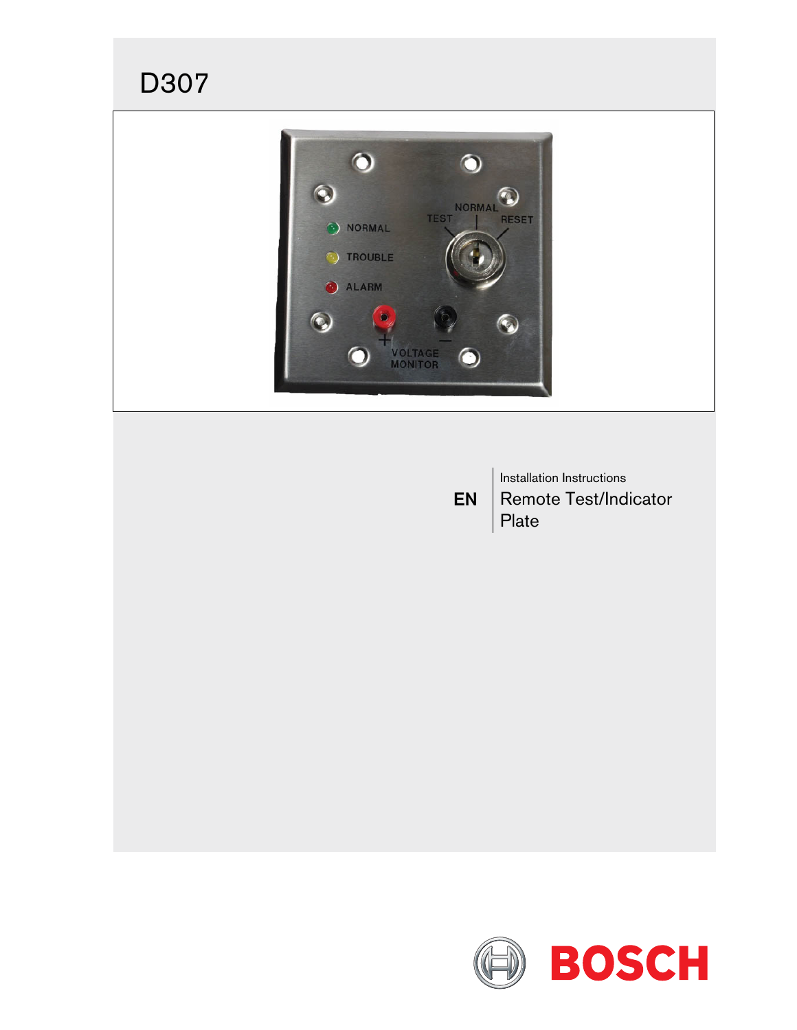# D307

EN

Installation Instructions

Remote Test/Indicator Plate

BOSCH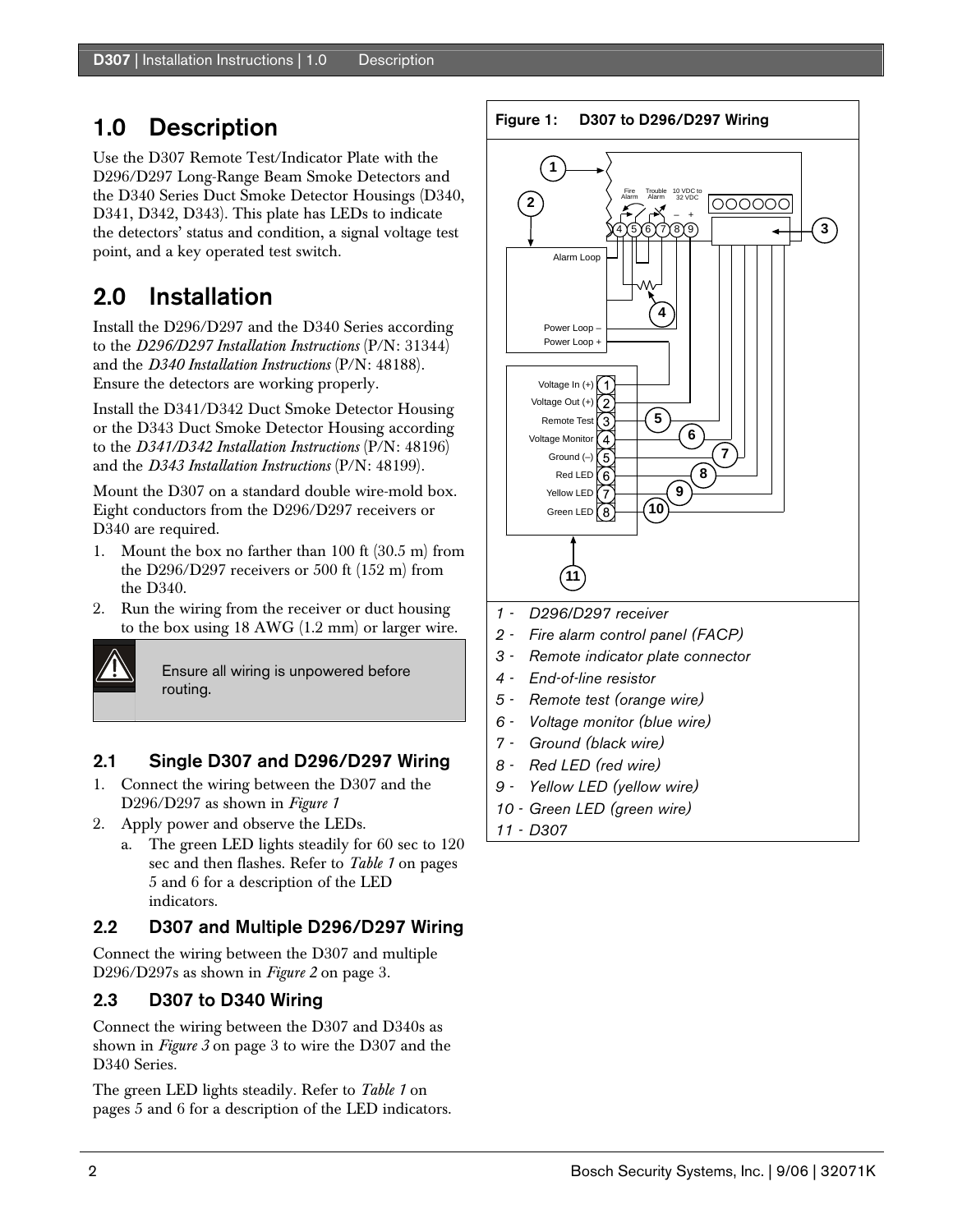# 1.0 Description

Use the D307 Remote Test/Indicator Plate with the D296/D297 Long-Range Beam Smoke Detectors and the D340 Series Duct Smoke Detector Housings (D340, D341, D342, D343). This plate has LEDs to indicate the detectors' status and condition, a signal voltage test point, and a key operated test switch.

# 2.0 Installation

Install the D296/D297 and the D340 Series according to the *D296/D297 Installation Instructions* (P/N: 31344) and the *D340 Installation Instructions* (P/N: 48188). Ensure the detectors are working properly.

Install the D341/D342 Duct Smoke Detector Housing or the D343 Duct Smoke Detector Housing according to the *D341/D342 Installation Instructions* (P/N: 48196) and the *D343 Installation Instructions* (P/N: 48199).

Mount the D307 on a standard double wire-mold box. Eight conductors from the D296/D297 receivers or D340 are required.

1. Mount the box no farther than 100 ft (30.5 m) from the D296/D297 receivers or 500 ft (152 m) from the D340.
2. Run the wiring from the receiver or duct housing to the box using 18 AWG (1.2 mm) or larger wire.

> Ensure all wiring is unpowered before routing.

## 2.1 Single D307 and D296/D297 Wiring

1. Connect the wiring between the D307 and the D296/D297 as shown in *Figure 1*
2. Apply power and observe the LEDs.
   a. The green LED lights steadily for 60 sec to 120 sec and then flashes. Refer to *Table 1* on pages 5 and 6 for a description of the LED indicators.

## 2.2 D307 and Multiple D296/D297 Wiring

Connect the wiring between the D307 and multiple D296/D297s as shown in *Figure 2* on page 3.

## 2.3 D307 to D340 Wiring

Connect the wiring between the D307 and D340s as shown in *Figure 3* on page 3 to wire the D307 and the D340 Series.

The green LED lights steadily. Refer to *Table 1* on pages 5 and 6 for a description of the LED indicators.

**Figure 1: D307 to D296/D297 Wiring**

1 - *D296/D297 receiver*
2 - *Fire alarm control panel (FACP)*
3 - *Remote indicator plate connector*
4 - *End-of-line resistor*
5 - *Remote test (orange wire)*
6 - *Voltage monitor (blue wire)*
7 - *Ground (black wire)*
8 - *Red LED (red wire)*
9 - *Yellow LED (yellow wire)*
10 - *Green LED (green wire)*
11 - *D307*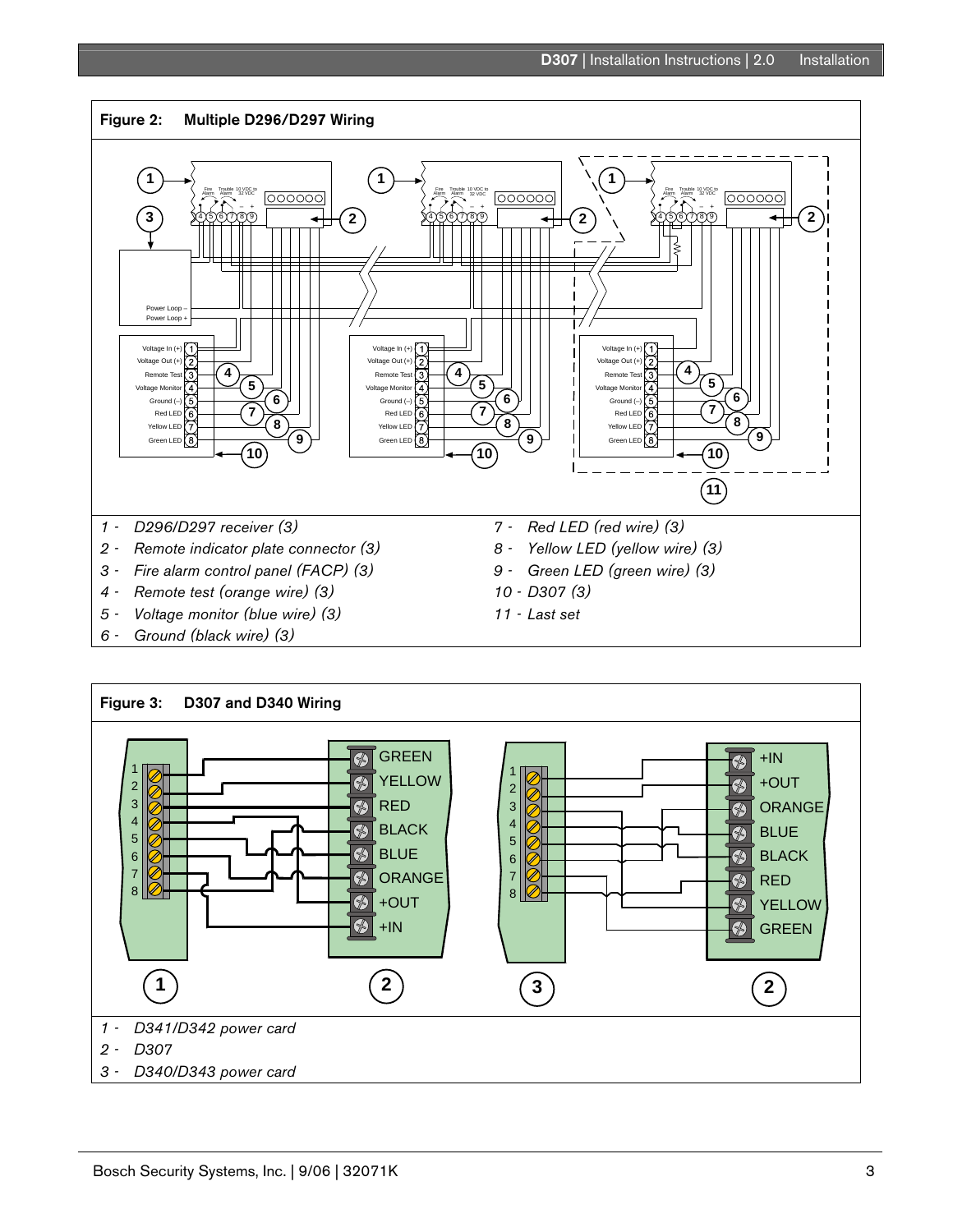**Figure 2: Multiple D296/D297 Wiring**

1 - *D296/D297 receiver (3)*
2 - *Remote indicator plate connector (3)*
3 - *Fire alarm control panel (FACP) (3)*
4 - *Remote test (orange wire) (3)*
5 - *Voltage monitor (blue wire) (3)*
6 - *Ground (black wire) (3)*
7 - *Red LED (red wire) (3)*
8 - *Yellow LED (yellow wire) (3)*
9 - *Green LED (green wire) (3)*
10 - *D307 (3)*
11 - *Last set*

**Figure 3: D307 and D340 Wiring**

1 - *D341/D342 power card*
2 - *D307*
3 - *D340/D343 power card*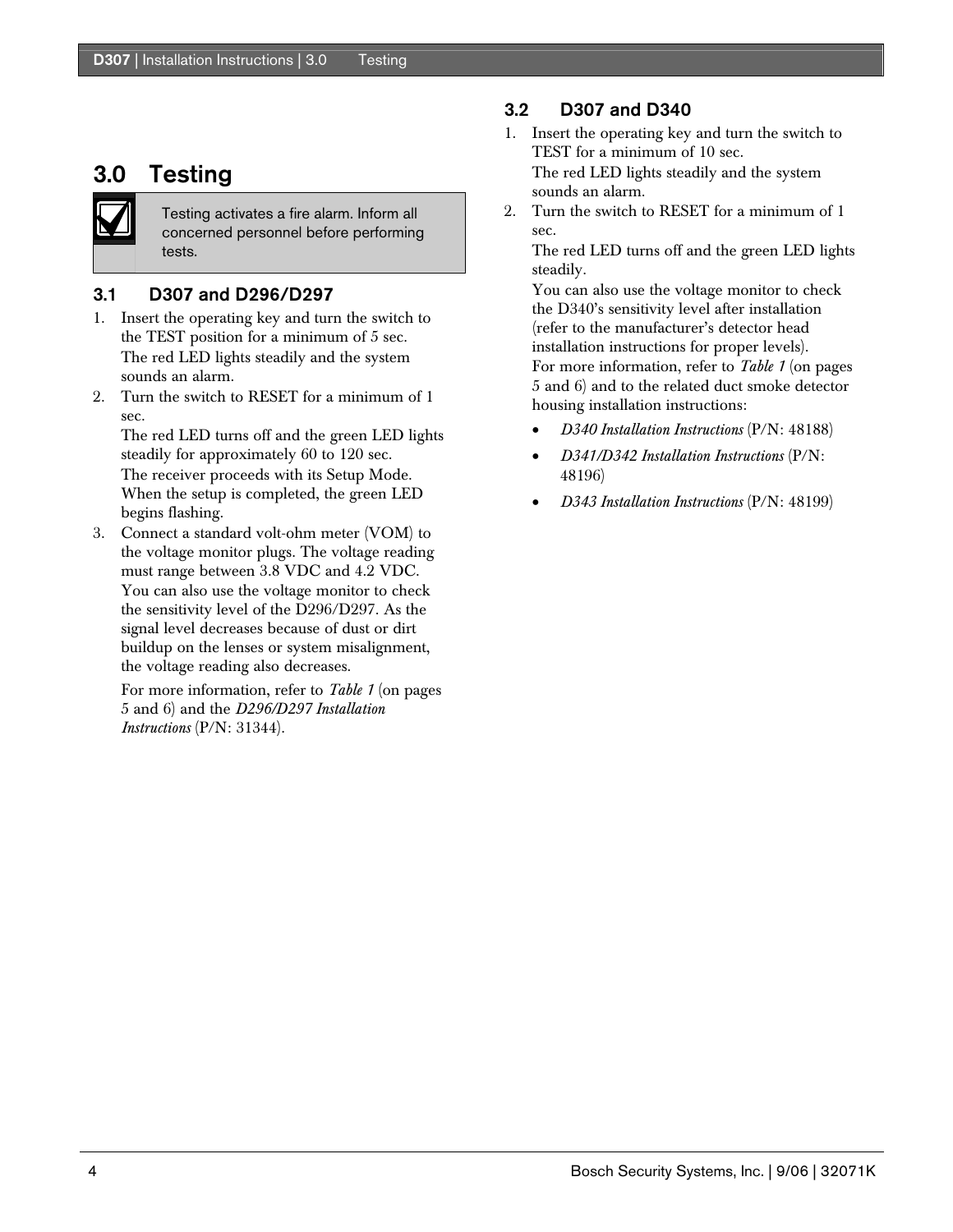# 3.0 Testing

> Testing activates a fire alarm. Inform all concerned personnel before performing tests.

## 3.1 D307 and D296/D297

1. Insert the operating key and turn the switch to the TEST position for a minimum of 5 sec.
   The red LED lights steadily and the system sounds an alarm.
2. Turn the switch to RESET for a minimum of 1 sec.
   The red LED turns off and the green LED lights steadily for approximately 60 to 120 sec.
   The receiver proceeds with its Setup Mode. When the setup is completed, the green LED begins flashing.
3. Connect a standard volt-ohm meter (VOM) to the voltage monitor plugs. The voltage reading must range between 3.8 VDC and 4.2 VDC.
   You can also use the voltage monitor to check the sensitivity level of the D296/D297. As the signal level decreases because of dust or dirt buildup on the lenses or system misalignment, the voltage reading also decreases.

   For more information, refer to *Table 1* (on pages 5 and 6) and the *D296/D297 Installation Instructions* (P/N: 31344).

## 3.2 D307 and D340

1. Insert the operating key and turn the switch to TEST for a minimum of 10 sec.
   The red LED lights steadily and the system sounds an alarm.
2. Turn the switch to RESET for a minimum of 1 sec.
   The red LED turns off and the green LED lights steadily.
   You can also use the voltage monitor to check the D340's sensitivity level after installation (refer to the manufacturer's detector head installation instructions for proper levels).
   For more information, refer to *Table 1* (on pages 5 and 6) and to the related duct smoke detector housing installation instructions:
   - *D340 Installation Instructions* (P/N: 48188)
   - *D341/D342 Installation Instructions* (P/N: 48196)
   - *D343 Installation Instructions* (P/N: 48199)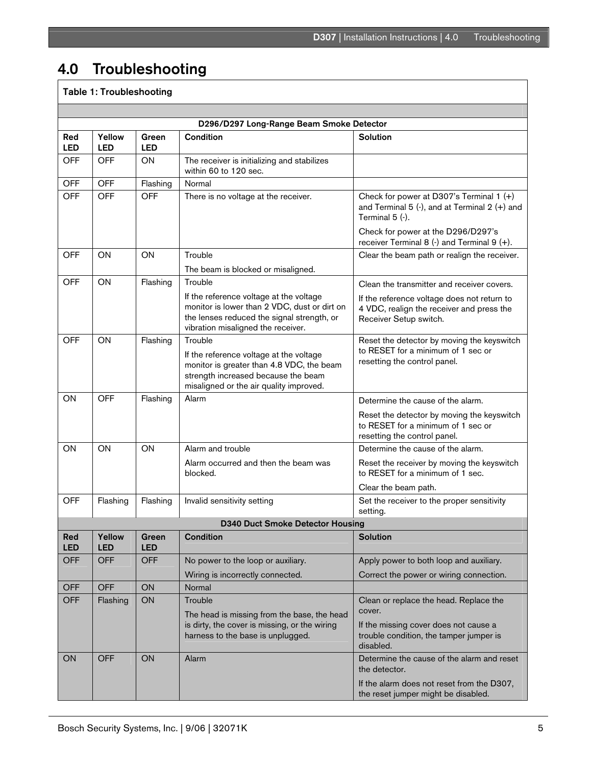# 4.0 Troubleshooting

**Table 1: Troubleshooting**

| Red LED | Yellow LED | Green LED | Condition | Solution |
|---|---|---|---|---|
| **D296/D297 Long-Range Beam Smoke Detector** | | | | |
| OFF | OFF | ON | The receiver is initializing and stabilizes within 60 to 120 sec. | |
| OFF | OFF | Flashing | Normal | |
| OFF | OFF | OFF | There is no voltage at the receiver. | Check for power at D307's Terminal 1 (+) and Terminal 5 (-), and at Terminal 2 (+) and Terminal 5 (-).<br><br>Check for power at the D296/D297's receiver Terminal 8 (-) and Terminal 9 (+). |
| OFF | ON | ON | Trouble<br><br>The beam is blocked or misaligned. | Clear the beam path or realign the receiver. |
| OFF | ON | Flashing | Trouble<br><br>If the reference voltage at the voltage monitor is lower than 2 VDC, dust or dirt on the lenses reduced the signal strength, or vibration misaligned the receiver. | Clean the transmitter and receiver covers.<br><br>If the reference voltage does not return to 4 VDC, realign the receiver and press the Receiver Setup switch. |
| OFF | ON | Flashing | Trouble<br><br>If the reference voltage at the voltage monitor is greater than 4.8 VDC, the beam strength increased because the beam misaligned or the air quality improved. | Reset the detector by moving the keyswitch to RESET for a minimum of 1 sec or resetting the control panel. |
| ON | OFF | Flashing | Alarm | Determine the cause of the alarm.<br><br>Reset the detector by moving the keyswitch to RESET for a minimum of 1 sec or resetting the control panel. |
| ON | ON | ON | Alarm and trouble<br><br>Alarm occurred and then the beam was blocked. | Determine the cause of the alarm.<br><br>Reset the receiver by moving the keyswitch to RESET for a minimum of 1 sec.<br><br>Clear the beam path. |
| OFF | Flashing | Flashing | Invalid sensitivity setting | Set the receiver to the proper sensitivity setting. |
| **D340 Duct Smoke Detector Housing** | | | | |
| **Red LED** | **Yellow LED** | **Green LED** | **Condition** | **Solution** |
| OFF | OFF | OFF | No power to the loop or auxiliary.<br><br>Wiring is incorrectly connected. | Apply power to both loop and auxiliary.<br><br>Correct the power or wiring connection. |
| OFF | OFF | ON | Normal | |
| OFF | Flashing | ON | Trouble<br><br>The head is missing from the base, the head is dirty, the cover is missing, or the wiring harness to the base is unplugged. | Clean or replace the head. Replace the cover.<br><br>If the missing cover does not cause a trouble condition, the tamper jumper is disabled. |
| ON | OFF | ON | Alarm | Determine the cause of the alarm and reset the detector.<br><br>If the alarm does not reset from the D307, the reset jumper might be disabled. |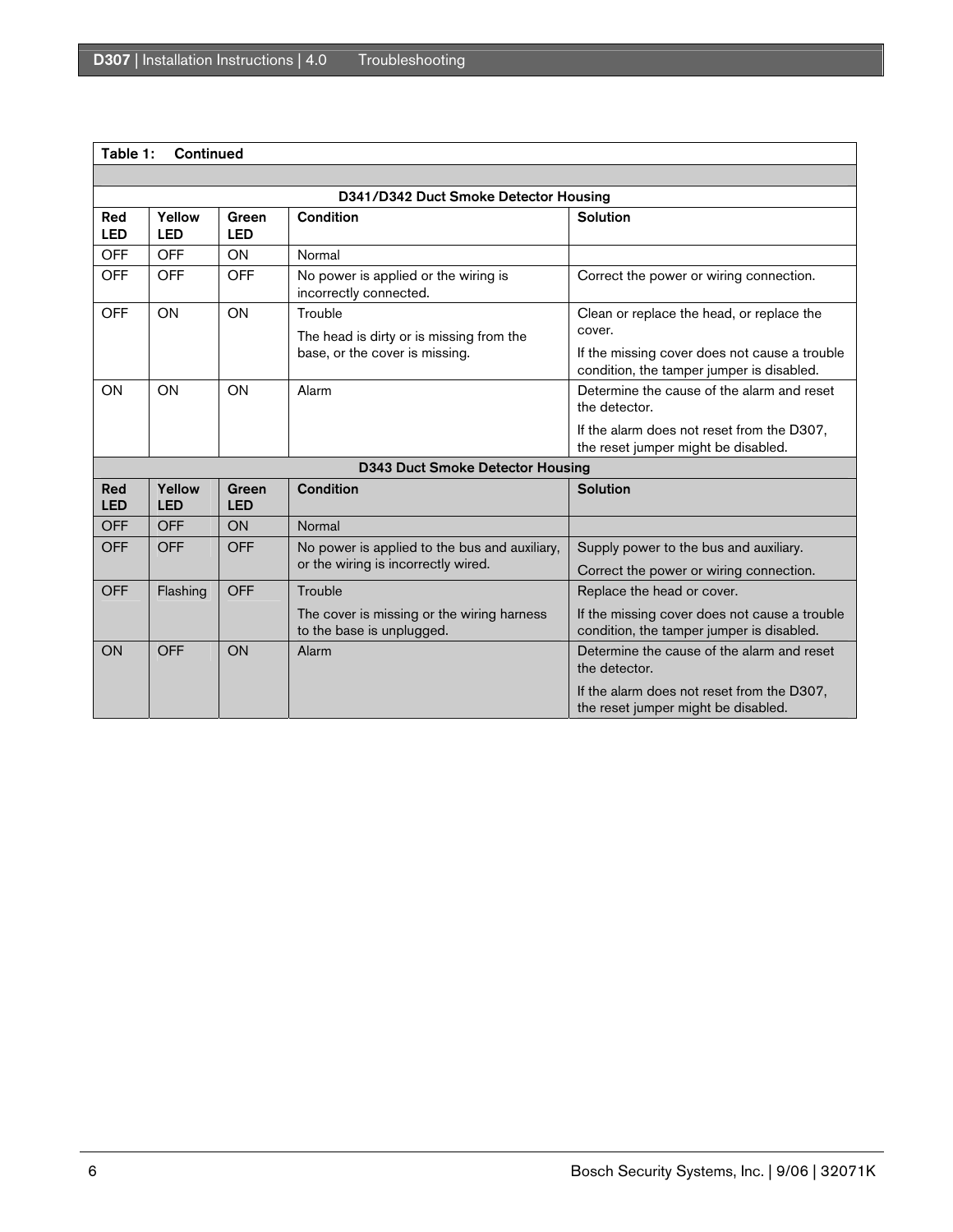| Table 1: Continued | | | | |
|---|---|---|---|---|
| | | | | |
| **D341/D342 Duct Smoke Detector Housing** | | | | |
| **Red LED** | **Yellow LED** | **Green LED** | **Condition** | **Solution** |
| OFF | OFF | ON | Normal | |
| OFF | OFF | OFF | No power is applied or the wiring is incorrectly connected. | Correct the power or wiring connection. |
| OFF | ON | ON | Trouble<br><br>The head is dirty or is missing from the base, or the cover is missing. | Clean or replace the head, or replace the cover.<br><br>If the missing cover does not cause a trouble condition, the tamper jumper is disabled. |
| ON | ON | ON | Alarm | Determine the cause of the alarm and reset the detector.<br><br>If the alarm does not reset from the D307, the reset jumper might be disabled. |
| **D343 Duct Smoke Detector Housing** | | | | |
| **Red LED** | **Yellow LED** | **Green LED** | **Condition** | **Solution** |
| OFF | OFF | ON | Normal | |
| OFF | OFF | OFF | No power is applied to the bus and auxiliary, or the wiring is incorrectly wired. | Supply power to the bus and auxiliary.<br><br>Correct the power or wiring connection. |
| OFF | Flashing | OFF | Trouble<br><br>The cover is missing or the wiring harness to the base is unplugged. | Replace the head or cover.<br><br>If the missing cover does not cause a trouble condition, the tamper jumper is disabled. |
| ON | OFF | ON | Alarm | Determine the cause of the alarm and reset the detector.<br><br>If the alarm does not reset from the D307, the reset jumper might be disabled. |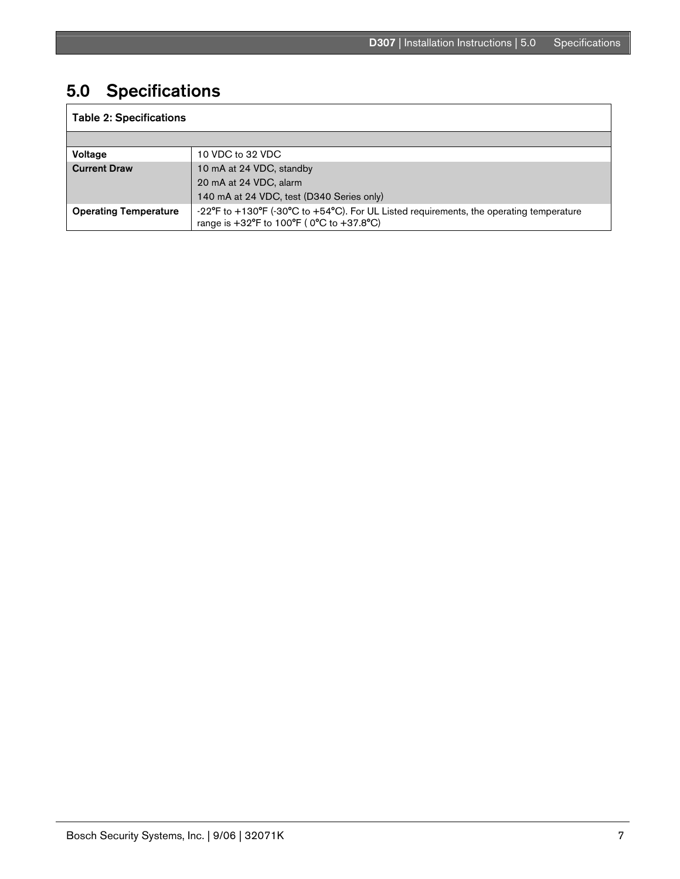# 5.0 Specifications

**Table 2: Specifications**

| | |
|---|---|
| **Voltage** | 10 VDC to 32 VDC |
| **Current Draw** | 10 mA at 24 VDC, standby<br>20 mA at 24 VDC, alarm<br>140 mA at 24 VDC, test (D340 Series only) |
| **Operating Temperature** | -22°F to +130°F (-30°C to +54°C). For UL Listed requirements, the operating temperature range is +32°F to 100°F ( 0°C to +37.8°C) |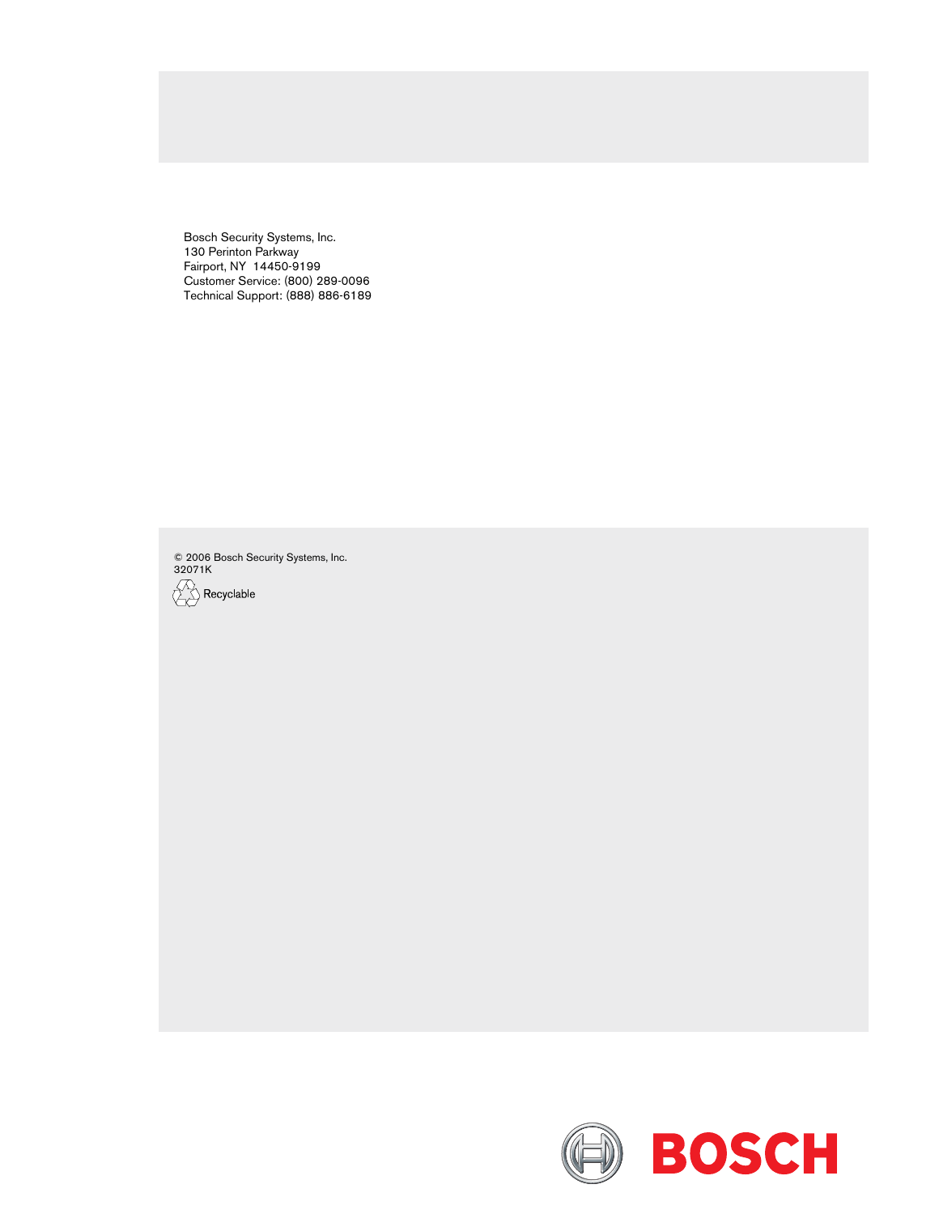Bosch Security Systems, Inc.
130 Perinton Parkway
Fairport, NY 14450-9199
Customer Service: (800) 289-0096
Technical Support: (888) 886-6189

© 2006 Bosch Security Systems, Inc.
32071K

Recyclable

BOSCH